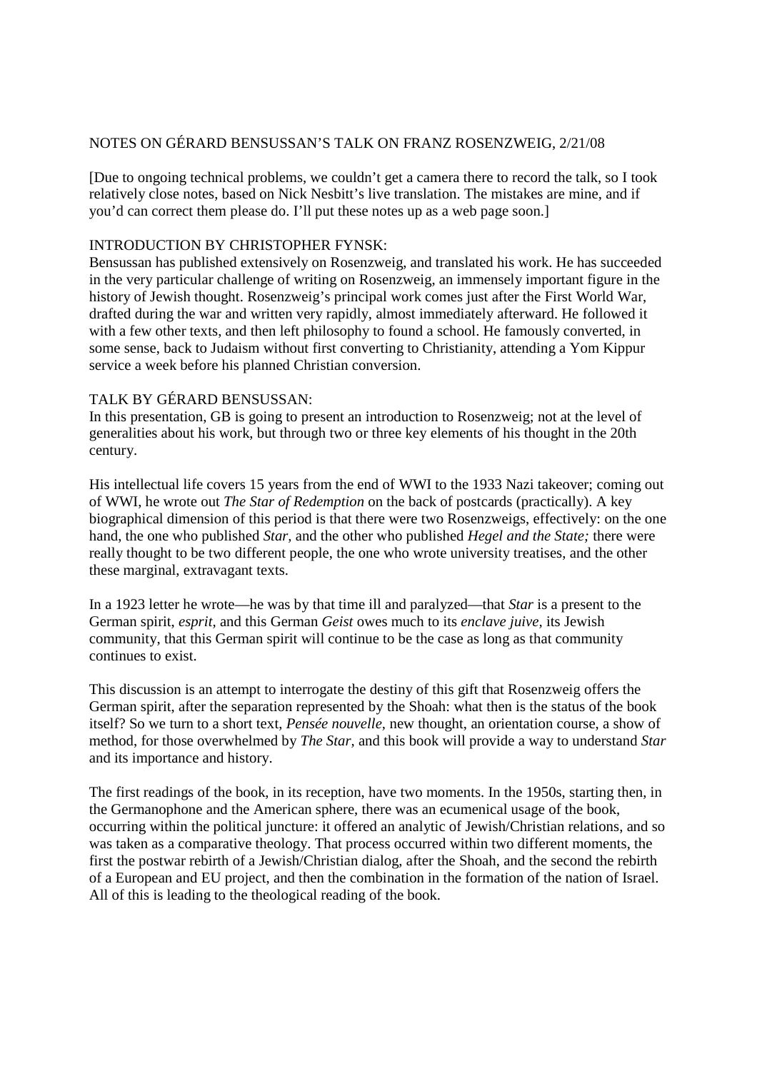NOTES ON GÉRARD BENSUSSAN'S TALK ON FRANZ ROSENZWEIG, 2/21/08

[Due to ongoing technical problems, we couldn't get a camera there to record the talk, so I took relatively close notes, based on Nick Nesbitt's live translation. The mistakes are mine, and if you'd can correct them please do. I'll put these notes up as a web page soon.]

INTRODUCTION BY CHRISTOPHER FYNSK:

Bensussan has published extensively on Rosenzweig, and translated his work. He has succeeded in the very particular challenge of writing on Rosenzweig, an immensely important figure in the history of Jewish thought. Rosenzweig's principal work comes just after the First World War, drafted during the war and written very rapidly, almost immediately afterward. He followed it with a few other texts, and then left philosophy to found a school. He famously converted, in some sense, back to Judaism without first converting to Christianity, attending a Yom Kippur service a week before his planned Christian conversion.

TALK BY GÉRARD BENSUSSAN:

In this presentation, GB is going to present an introduction to Rosenzweig; not at the level of generalities about his work, but through two or three key elements of his thought in the 20th century.

His intellectual life covers 15 years from the end of WWI to the 1933 Nazi takeover; coming out of WWI, he wrote out *The Star of Redemption* on the back of postcards (practically). A key biographical dimension of this period is that there were two Rosenzweigs, effectively: on the one hand, the one who published *Star*, and the other who published *Hegel and the State;* there were really thought to be two different people, the one who wrote university treatises, and the other these marginal, extravagant texts.

In a 1923 letter he wrote—he was by that time ill and paralyzed—that *Star* is a present to the German spirit, *esprit*, and this German *Geist* owes much to its *enclave juive*, its Jewish community, that this German spirit will continue to be the case as long as that community continues to exist.

This discussion is an attempt to interrogate the destiny of this gift that Rosenzweig offers the German spirit, after the separation represented by the Shoah: what then is the status of the book itself? So we turn to a short text, *Pensée nouvelle*, new thought, an orientation course, a show of method, for those overwhelmed by *The Star,* and this book will provide a way to understand *Star* and its importance and history.

The first readings of the book, in its reception, have two moments. In the 1950s, starting then, in the Germanophone and the American sphere, there was an ecumenical usage of the book, occurring within the political juncture: it offered an analytic of Jewish/Christian relations, and so was taken as a comparative theology. That process occurred within two different moments, the first the postwar rebirth of a Jewish/Christian dialog, after the Shoah, and the second the rebirth of a European and EU project, and then the combination in the formation of the nation of Israel. All of this is leading to the theological reading of the book.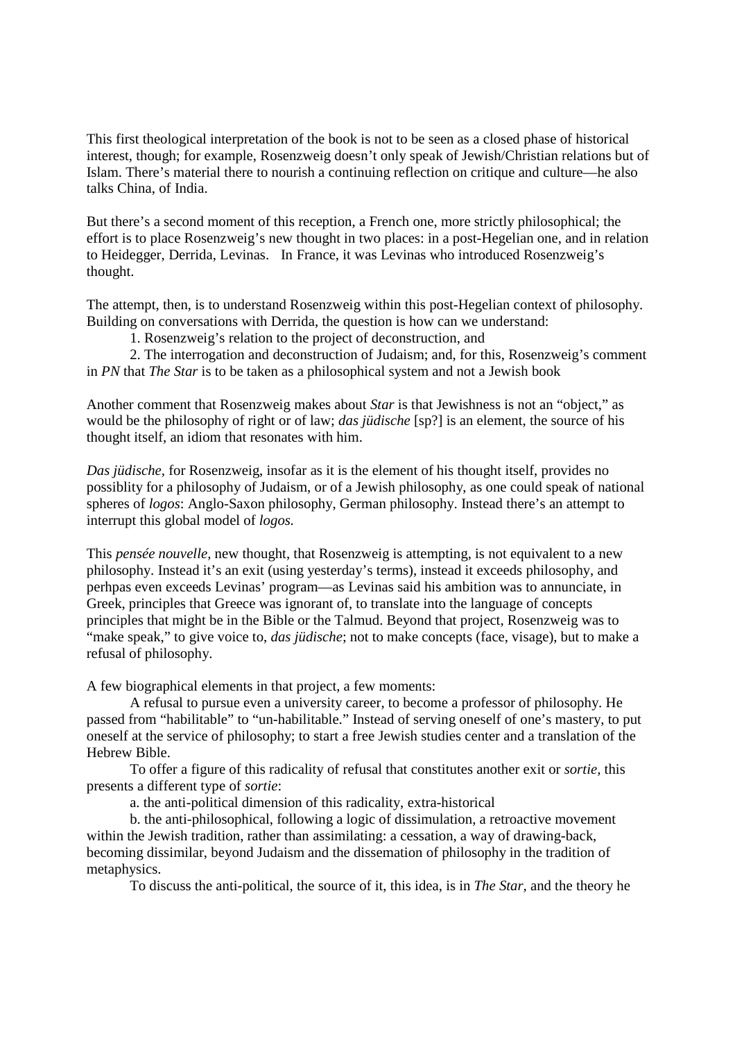This first theological interpretation of the book is not to be seen as a closed phase of historical interest, though; for example, Rosenzweig doesn't only speak of Jewish/Christian relations but of Islam. There's material there to nourish a continuing reflection on critique and culture—he also talks China, of India.

But there's a second moment of this reception, a French one, more strictly philosophical; the effort is to place Rosenzweig's new thought in two places: in a post-Hegelian one, and in relation to Heidegger, Derrida, Levinas. In France, it was Levinas who introduced Rosenzweig's thought.

The attempt, then, is to understand Rosenzweig within this post-Hegelian context of philosophy. Building on conversations with Derrida, the question is how can we understand:

1. Rosenzweig's relation to the project of deconstruction, and
2. The interrogation and deconstruction of Judaism; and, for this, Rosenzweig's comment in *PN* that *The Star* is to be taken as a philosophical system and not a Jewish book

Another comment that Rosenzweig makes about *Star* is that Jewishness is not an "object," as would be the philosophy of right or of law; *das jüdische* [sp?] is an element, the source of his thought itself, an idiom that resonates with him.

*Das jüdische*, for Rosenzweig, insofar as it is the element of his thought itself, provides no possiblity for a philosophy of Judaism, or of a Jewish philosophy, as one could speak of national spheres of *logos*: Anglo-Saxon philosophy, German philosophy. Instead there's an attempt to interrupt this global model of *logos*.

This *pensée nouvelle*, new thought, that Rosenzweig is attempting, is not equivalent to a new philosophy. Instead it's an exit (using yesterday's terms), instead it exceeds philosophy, and perhpas even exceeds Levinas' program—as Levinas said his ambition was to annunciate, in Greek, principles that Greece was ignorant of, to translate into the language of concepts principles that might be in the Bible or the Talmud. Beyond that project, Rosenzweig was to "make speak," to give voice to, *das jüdische*; not to make concepts (face, visage), but to make a refusal of philosophy.

A few biographical elements in that project, a few moments:

A refusal to pursue even a university career, to become a professor of philosophy. He passed from "habilitable" to "un-habilitable." Instead of serving oneself of one's mastery, to put oneself at the service of philosophy; to start a free Jewish studies center and a translation of the Hebrew Bible.

To offer a figure of this radicality of refusal that constitutes another exit or *sortie*, this presents a different type of *sortie*:

a. the anti-political dimension of this radicality, extra-historical

b. the anti-philosophical, following a logic of dissimulation, a retroactive movement within the Jewish tradition, rather than assimilating: a cessation, a way of drawing-back, becoming dissimilar, beyond Judaism and the dissemation of philosophy in the tradition of metaphysics.

To discuss the anti-political, the source of it, this idea, is in *The Star*, and the theory he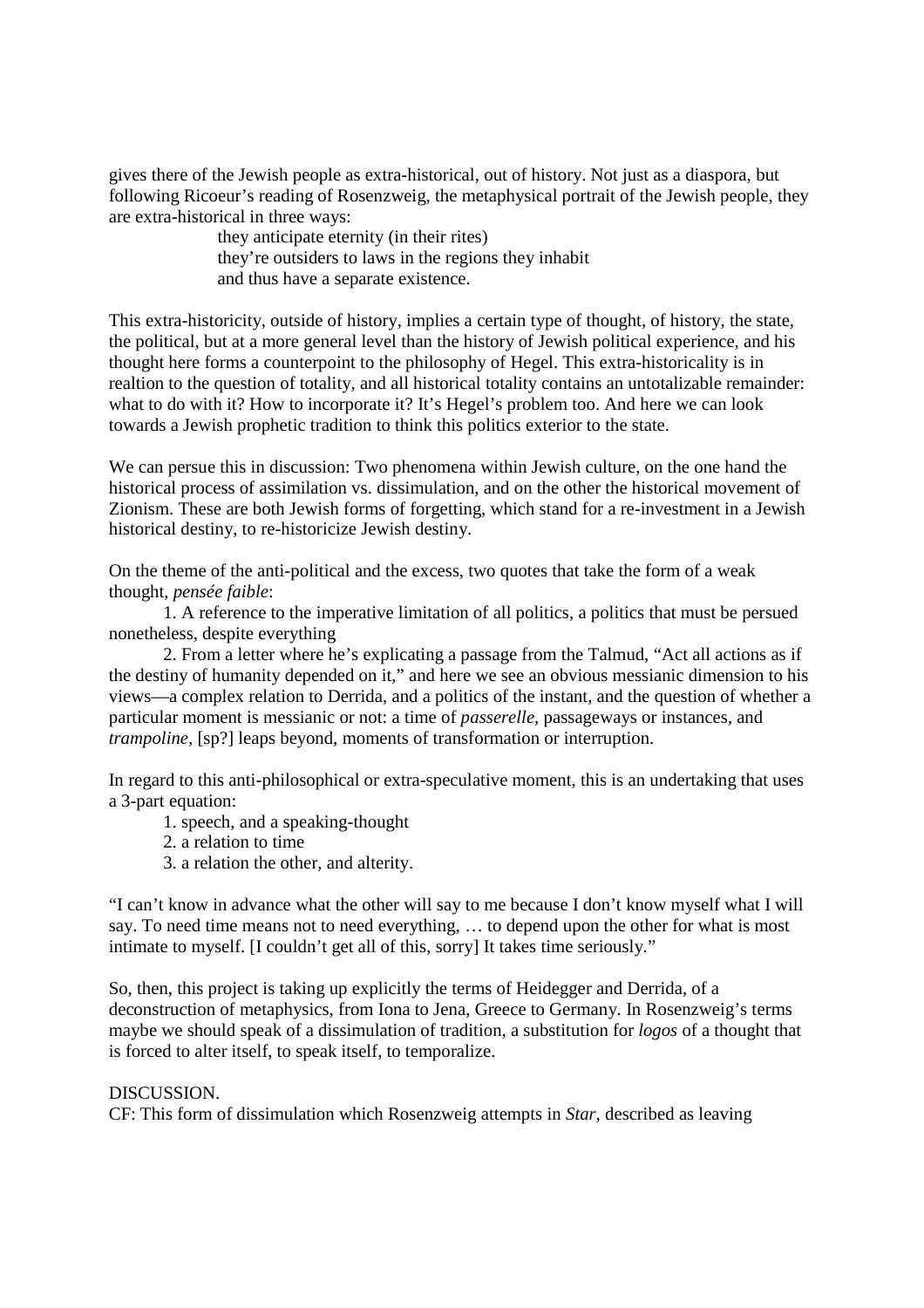gives there of the Jewish people as extra-historical, out of history. Not just as a diaspora, but following Ricoeur's reading of Rosenzweig, the metaphysical portrait of the Jewish people, they are extra-historical in three ways:

> they anticipate eternity (in their rites)
> they're outsiders to laws in the regions they inhabit
> and thus have a separate existence.

This extra-historicity, outside of history, implies a certain type of thought, of history, the state, the political, but at a more general level than the history of Jewish political experience, and his thought here forms a counterpoint to the philosophy of Hegel. This extra-historicality is in realtion to the question of totality, and all historical totality contains an untotalizable remainder: what to do with it? How to incorporate it? It's Hegel's problem too. And here we can look towards a Jewish prophetic tradition to think this politics exterior to the state.

We can persue this in discussion: Two phenomena within Jewish culture, on the one hand the historical process of assimilation vs. dissimulation, and on the other the historical movement of Zionism. These are both Jewish forms of forgetting, which stand for a re-investment in a Jewish historical destiny, to re-historicize Jewish destiny.

On the theme of the anti-political and the excess, two quotes that take the form of a weak thought, *pensée faible*:

1. A reference to the imperative limitation of all politics, a politics that must be persued nonetheless, despite everything
2. From a letter where he's explicating a passage from the Talmud, "Act all actions as if the destiny of humanity depended on it," and here we see an obvious messianic dimension to his views—a complex relation to Derrida, and a politics of the instant, and the question of whether a particular moment is messianic or not: a time of *passerelle*, passageways or instances, and *trampoline*, [sp?] leaps beyond, moments of transformation or interruption.

In regard to this anti-philosophical or extra-speculative moment, this is an undertaking that uses a 3-part equation:

1. speech, and a speaking-thought
2. a relation to time
3. a relation the other, and alterity.

"I can't know in advance what the other will say to me because I don't know myself what I will say. To need time means not to need everything, … to depend upon the other for what is most intimate to myself. [I couldn't get all of this, sorry] It takes time seriously."

So, then, this project is taking up explicitly the terms of Heidegger and Derrida, of a deconstruction of metaphysics, from Iona to Jena, Greece to Germany. In Rosenzweig's terms maybe we should speak of a dissimulation of tradition, a substitution for *logos* of a thought that is forced to alter itself, to speak itself, to temporalize.

DISCUSSION.
CF: This form of dissimulation which Rosenzweig attempts in *Star*, described as leaving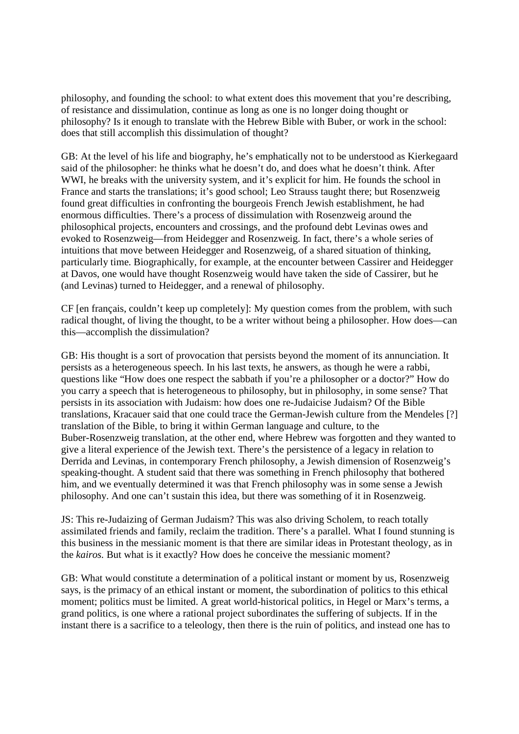philosophy, and founding the school: to what extent does this movement that you're describing, of resistance and dissimulation, continue as long as one is no longer doing thought or philosophy? Is it enough to translate with the Hebrew Bible with Buber, or work in the school: does that still accomplish this dissimulation of thought?

GB: At the level of his life and biography, he's emphatically not to be understood as Kierkegaard said of the philosopher: he thinks what he doesn't do, and does what he doesn't think. After WWI, he breaks with the university system, and it's explicit for him. He founds the school in France and starts the translations; it's good school; Leo Strauss taught there; but Rosenzweig found great difficulties in confronting the bourgeois French Jewish establishment, he had enormous difficulties. There's a process of dissimulation with Rosenzweig around the philosophical projects, encounters and crossings, and the profound debt Levinas owes and evoked to Rosenzweig—from Heidegger and Rosenzweig. In fact, there's a whole series of intuitions that move between Heidegger and Rosenzweig, of a shared situation of thinking, particularly time. Biographically, for example, at the encounter between Cassirer and Heidegger at Davos, one would have thought Rosenzweig would have taken the side of Cassirer, but he (and Levinas) turned to Heidegger, and a renewal of philosophy.

CF [en français, couldn't keep up completely]: My question comes from the problem, with such radical thought, of living the thought, to be a writer without being a philosopher. How does—can this—accomplish the dissimulation?

GB: His thought is a sort of provocation that persists beyond the moment of its annunciation. It persists as a heterogeneous speech. In his last texts, he answers, as though he were a rabbi, questions like "How does one respect the sabbath if you're a philosopher or a doctor?" How do you carry a speech that is heterogeneous to philosophy, but in philosophy, in some sense? That persists in its association with Judaism: how does one re-Judaicise Judaism? Of the Bible translations, Kracauer said that one could trace the German-Jewish culture from the Mendeles [?] translation of the Bible, to bring it within German language and culture, to the Buber-Rosenzweig translation, at the other end, where Hebrew was forgotten and they wanted to give a literal experience of the Jewish text. There's the persistence of a legacy in relation to Derrida and Levinas, in contemporary French philosophy, a Jewish dimension of Rosenzweig's speaking-thought. A student said that there was something in French philosophy that bothered him, and we eventually determined it was that French philosophy was in some sense a Jewish philosophy. And one can't sustain this idea, but there was something of it in Rosenzweig.

JS: This re-Judaizing of German Judaism? This was also driving Scholem, to reach totally assimilated friends and family, reclaim the tradition. There's a parallel. What I found stunning is this business in the messianic moment is that there are similar ideas in Protestant theology, as in the *kairos.* But what is it exactly? How does he conceive the messianic moment?

GB: What would constitute a determination of a political instant or moment by us, Rosenzweig says, is the primacy of an ethical instant or moment, the subordination of politics to this ethical moment; politics must be limited. A great world-historical politics, in Hegel or Marx's terms, a grand politics, is one where a rational project subordinates the suffering of subjects. If in the instant there is a sacrifice to a teleology, then there is the ruin of politics, and instead one has to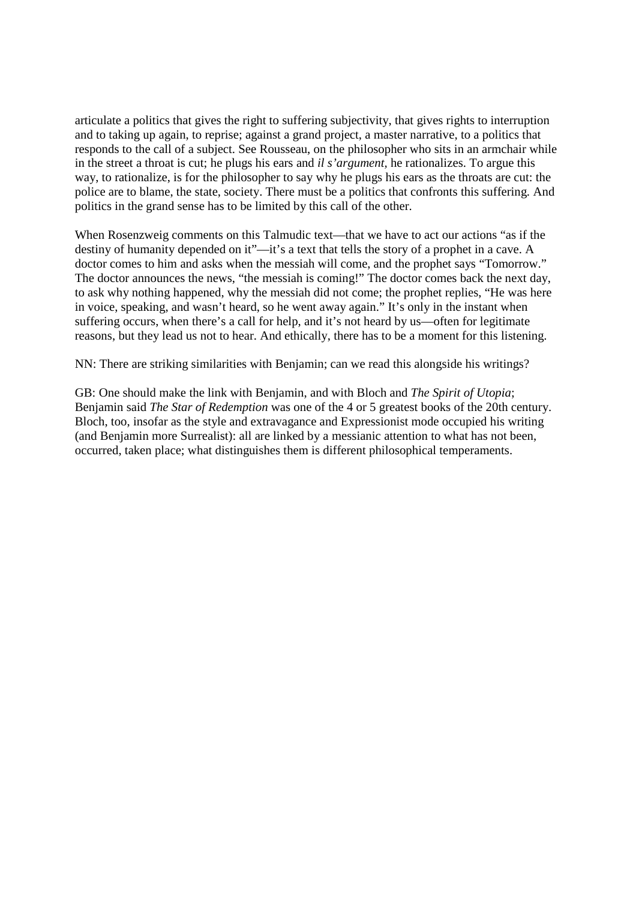articulate a politics that gives the right to suffering subjectivity, that gives rights to interruption and to taking up again, to reprise; against a grand project, a master narrative, to a politics that responds to the call of a subject. See Rousseau, on the philosopher who sits in an armchair while in the street a throat is cut; he plugs his ears and *il s'argument*, he rationalizes. To argue this way, to rationalize, is for the philosopher to say why he plugs his ears as the throats are cut: the police are to blame, the state, society. There must be a politics that confronts this suffering. And politics in the grand sense has to be limited by this call of the other.

When Rosenzweig comments on this Talmudic text—that we have to act our actions "as if the destiny of humanity depended on it"—it's a text that tells the story of a prophet in a cave. A doctor comes to him and asks when the messiah will come, and the prophet says "Tomorrow." The doctor announces the news, "the messiah is coming!" The doctor comes back the next day, to ask why nothing happened, why the messiah did not come; the prophet replies, "He was here in voice, speaking, and wasn't heard, so he went away again." It's only in the instant when suffering occurs, when there's a call for help, and it's not heard by us—often for legitimate reasons, but they lead us not to hear. And ethically, there has to be a moment for this listening.

NN: There are striking similarities with Benjamin; can we read this alongside his writings?

GB: One should make the link with Benjamin, and with Bloch and *The Spirit of Utopia*; Benjamin said *The Star of Redemption* was one of the 4 or 5 greatest books of the 20th century. Bloch, too, insofar as the style and extravagance and Expressionist mode occupied his writing (and Benjamin more Surrealist): all are linked by a messianic attention to what has not been, occurred, taken place; what distinguishes them is different philosophical temperaments.